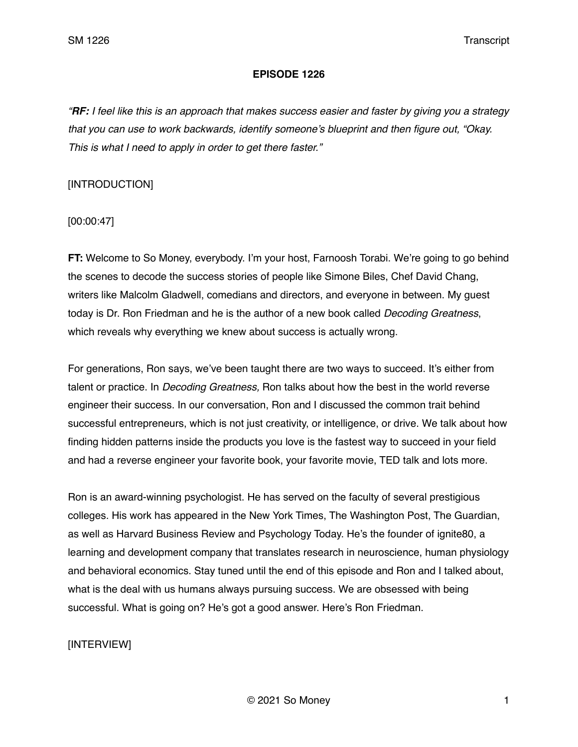# EPISODE 1226

*"**RF:** I feel like this is an approach that makes success easier and faster by giving you a strategy that you can use to work backwards, identify someone's blueprint and then figure out, "Okay. This is what I need to apply in order to get there faster."*

[INTRODUCTION]

[00:00:47]

**FT:** Welcome to So Money, everybody. I'm your host, Farnoosh Torabi. We're going to go behind the scenes to decode the success stories of people like Simone Biles, Chef David Chang, writers like Malcolm Gladwell, comedians and directors, and everyone in between. My guest today is Dr. Ron Friedman and he is the author of a new book called *Decoding Greatness*, which reveals why everything we knew about success is actually wrong.

For generations, Ron says, we've been taught there are two ways to succeed. It's either from talent or practice. In *Decoding Greatness,* Ron talks about how the best in the world reverse engineer their success. In our conversation, Ron and I discussed the common trait behind successful entrepreneurs, which is not just creativity, or intelligence, or drive. We talk about how finding hidden patterns inside the products you love is the fastest way to succeed in your field and had a reverse engineer your favorite book, your favorite movie, TED talk and lots more.

Ron is an award-winning psychologist. He has served on the faculty of several prestigious colleges. His work has appeared in the New York Times, The Washington Post, The Guardian, as well as Harvard Business Review and Psychology Today. He's the founder of ignite80, a learning and development company that translates research in neuroscience, human physiology and behavioral economics. Stay tuned until the end of this episode and Ron and I talked about, what is the deal with us humans always pursuing success. We are obsessed with being successful. What is going on? He's got a good answer. Here's Ron Friedman.

[INTERVIEW]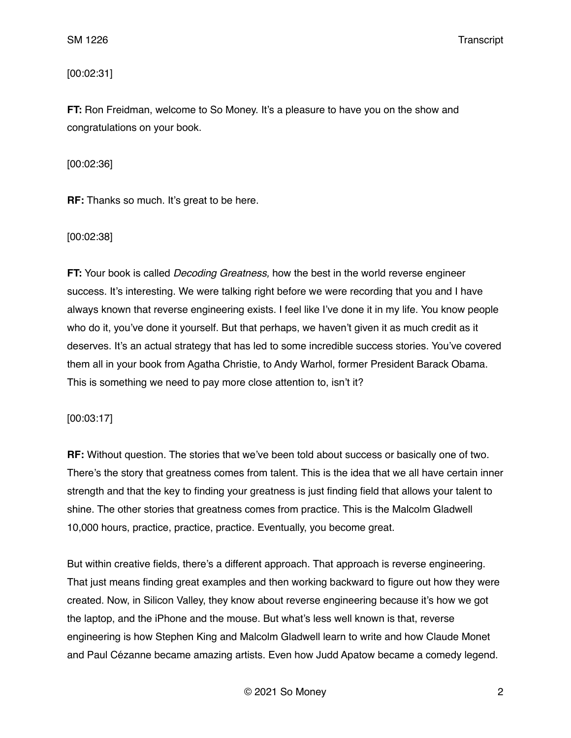[00:02:31]

**FT:** Ron Freidman, welcome to So Money. It's a pleasure to have you on the show and congratulations on your book.

[00:02:36]

**RF:** Thanks so much. It's great to be here.

[00:02:38]

**FT:** Your book is called *Decoding Greatness,* how the best in the world reverse engineer success. It's interesting. We were talking right before we were recording that you and I have always known that reverse engineering exists. I feel like I've done it in my life. You know people who do it, you've done it yourself. But that perhaps, we haven't given it as much credit as it deserves. It's an actual strategy that has led to some incredible success stories. You've covered them all in your book from Agatha Christie, to Andy Warhol, former President Barack Obama. This is something we need to pay more close attention to, isn't it?

[00:03:17]

**RF:** Without question. The stories that we've been told about success or basically one of two. There's the story that greatness comes from talent. This is the idea that we all have certain inner strength and that the key to finding your greatness is just finding field that allows your talent to shine. The other stories that greatness comes from practice. This is the Malcolm Gladwell 10,000 hours, practice, practice, practice. Eventually, you become great.

But within creative fields, there's a different approach. That approach is reverse engineering. That just means finding great examples and then working backward to figure out how they were created. Now, in Silicon Valley, they know about reverse engineering because it's how we got the laptop, and the iPhone and the mouse. But what's less well known is that, reverse engineering is how Stephen King and Malcolm Gladwell learn to write and how Claude Monet and Paul Cézanne became amazing artists. Even how Judd Apatow became a comedy legend.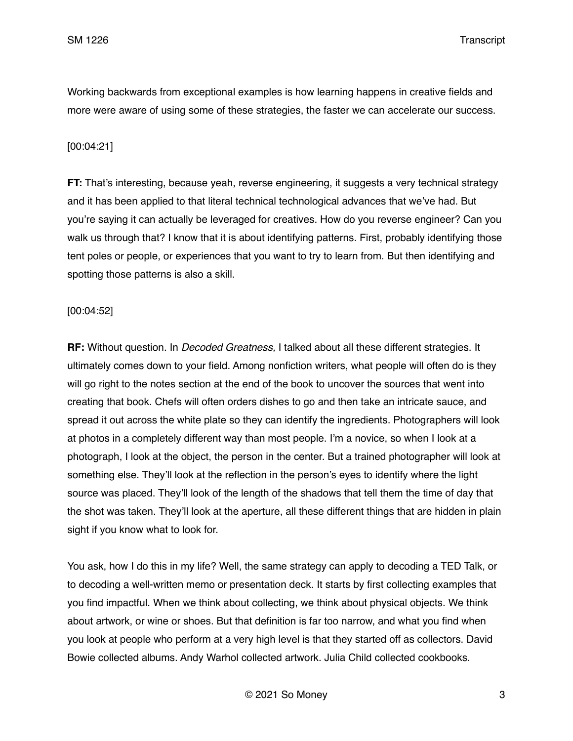Working backwards from exceptional examples is how learning happens in creative fields and more were aware of using some of these strategies, the faster we can accelerate our success.

[00:04:21]

**FT:** That's interesting, because yeah, reverse engineering, it suggests a very technical strategy and it has been applied to that literal technical technological advances that we've had. But you're saying it can actually be leveraged for creatives. How do you reverse engineer? Can you walk us through that? I know that it is about identifying patterns. First, probably identifying those tent poles or people, or experiences that you want to try to learn from. But then identifying and spotting those patterns is also a skill.

[00:04:52]

**RF:** Without question. In *Decoded Greatness,* I talked about all these different strategies. It ultimately comes down to your field. Among nonfiction writers, what people will often do is they will go right to the notes section at the end of the book to uncover the sources that went into creating that book. Chefs will often orders dishes to go and then take an intricate sauce, and spread it out across the white plate so they can identify the ingredients. Photographers will look at photos in a completely different way than most people. I'm a novice, so when I look at a photograph, I look at the object, the person in the center. But a trained photographer will look at something else. They'll look at the reflection in the person's eyes to identify where the light source was placed. They'll look of the length of the shadows that tell them the time of day that the shot was taken. They'll look at the aperture, all these different things that are hidden in plain sight if you know what to look for.

You ask, how I do this in my life? Well, the same strategy can apply to decoding a TED Talk, or to decoding a well-written memo or presentation deck. It starts by first collecting examples that you find impactful. When we think about collecting, we think about physical objects. We think about artwork, or wine or shoes. But that definition is far too narrow, and what you find when you look at people who perform at a very high level is that they started off as collectors. David Bowie collected albums. Andy Warhol collected artwork. Julia Child collected cookbooks.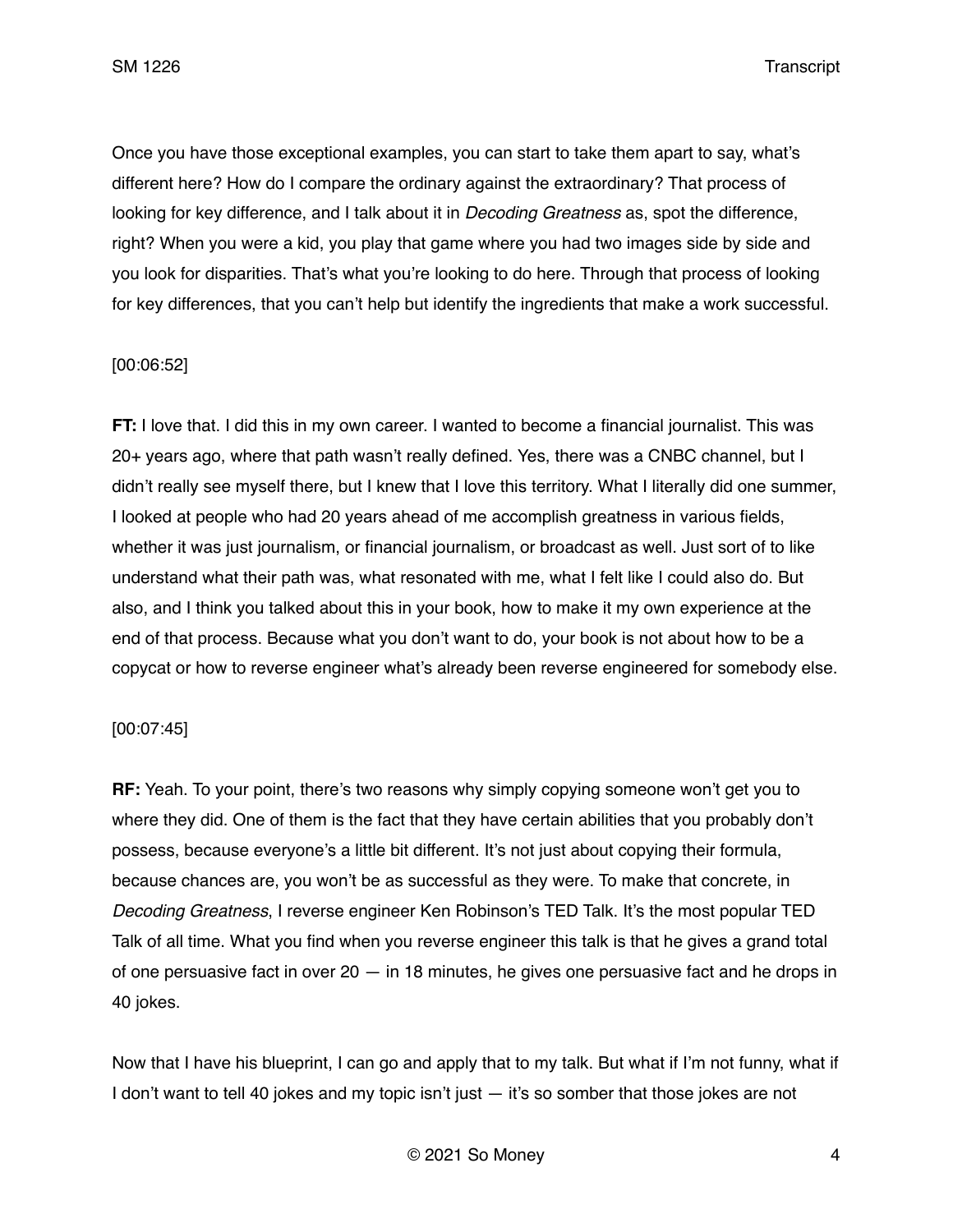Once you have those exceptional examples, you can start to take them apart to say, what's different here? How do I compare the ordinary against the extraordinary? That process of looking for key difference, and I talk about it in *Decoding Greatness* as, spot the difference, right? When you were a kid, you play that game where you had two images side by side and you look for disparities. That's what you're looking to do here. Through that process of looking for key differences, that you can't help but identify the ingredients that make a work successful.

[00:06:52]

**FT:** I love that. I did this in my own career. I wanted to become a financial journalist. This was 20+ years ago, where that path wasn't really defined. Yes, there was a CNBC channel, but I didn't really see myself there, but I knew that I love this territory. What I literally did one summer, I looked at people who had 20 years ahead of me accomplish greatness in various fields, whether it was just journalism, or financial journalism, or broadcast as well. Just sort of to like understand what their path was, what resonated with me, what I felt like I could also do. But also, and I think you talked about this in your book, how to make it my own experience at the end of that process. Because what you don't want to do, your book is not about how to be a copycat or how to reverse engineer what's already been reverse engineered for somebody else.

[00:07:45]

**RF:** Yeah. To your point, there's two reasons why simply copying someone won't get you to where they did. One of them is the fact that they have certain abilities that you probably don't possess, because everyone's a little bit different. It's not just about copying their formula, because chances are, you won't be as successful as they were. To make that concrete, in *Decoding Greatness*, I reverse engineer Ken Robinson's TED Talk. It's the most popular TED Talk of all time. What you find when you reverse engineer this talk is that he gives a grand total of one persuasive fact in over 20 — in 18 minutes, he gives one persuasive fact and he drops in 40 jokes.

Now that I have his blueprint, I can go and apply that to my talk. But what if I'm not funny, what if I don't want to tell 40 jokes and my topic isn't just — it's so somber that those jokes are not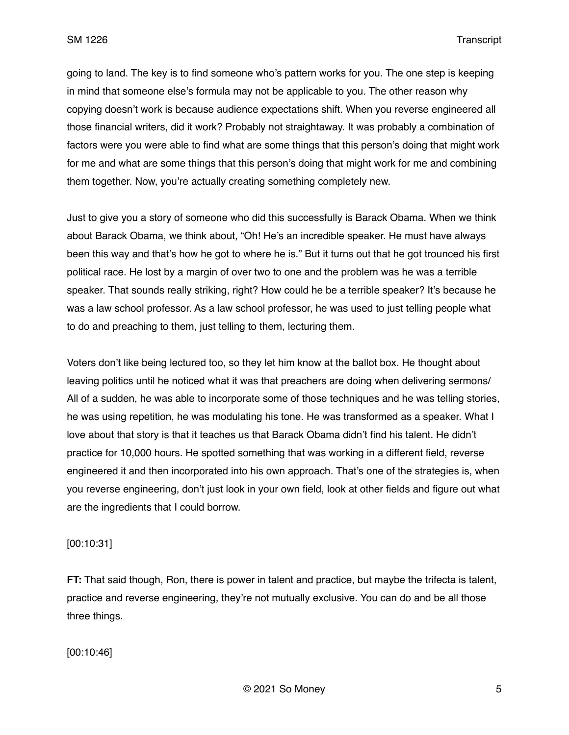going to land. The key is to find someone who's pattern works for you. The one step is keeping in mind that someone else's formula may not be applicable to you. The other reason why copying doesn't work is because audience expectations shift. When you reverse engineered all those financial writers, did it work? Probably not straightaway. It was probably a combination of factors were you were able to find what are some things that this person's doing that might work for me and what are some things that this person's doing that might work for me and combining them together. Now, you're actually creating something completely new.

Just to give you a story of someone who did this successfully is Barack Obama. When we think about Barack Obama, we think about, "Oh! He's an incredible speaker. He must have always been this way and that's how he got to where he is." But it turns out that he got trounced his first political race. He lost by a margin of over two to one and the problem was he was a terrible speaker. That sounds really striking, right? How could he be a terrible speaker? It's because he was a law school professor. As a law school professor, he was used to just telling people what to do and preaching to them, just telling to them, lecturing them.

Voters don't like being lectured too, so they let him know at the ballot box. He thought about leaving politics until he noticed what it was that preachers are doing when delivering sermons/ All of a sudden, he was able to incorporate some of those techniques and he was telling stories, he was using repetition, he was modulating his tone. He was transformed as a speaker. What I love about that story is that it teaches us that Barack Obama didn't find his talent. He didn't practice for 10,000 hours. He spotted something that was working in a different field, reverse engineered it and then incorporated into his own approach. That's one of the strategies is, when you reverse engineering, don't just look in your own field, look at other fields and figure out what are the ingredients that I could borrow.

[00:10:31]

**FT:** That said though, Ron, there is power in talent and practice, but maybe the trifecta is talent, practice and reverse engineering, they're not mutually exclusive. You can do and be all those three things.

[00:10:46]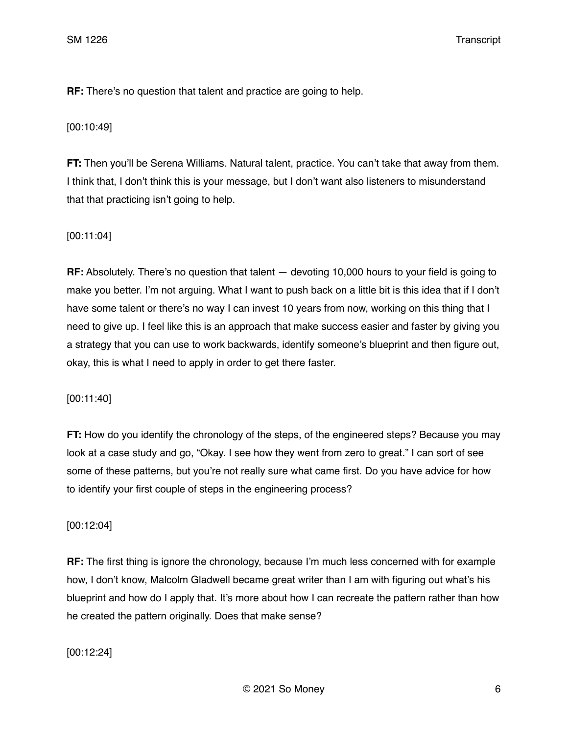**RF:** There's no question that talent and practice are going to help.

[00:10:49]

**FT:** Then you'll be Serena Williams. Natural talent, practice. You can't take that away from them. I think that, I don't think this is your message, but I don't want also listeners to misunderstand that that practicing isn't going to help.

[00:11:04]

**RF:** Absolutely. There's no question that talent — devoting 10,000 hours to your field is going to make you better. I'm not arguing. What I want to push back on a little bit is this idea that if I don't have some talent or there's no way I can invest 10 years from now, working on this thing that I need to give up. I feel like this is an approach that make success easier and faster by giving you a strategy that you can use to work backwards, identify someone's blueprint and then figure out, okay, this is what I need to apply in order to get there faster.

[00:11:40]

**FT:** How do you identify the chronology of the steps, of the engineered steps? Because you may look at a case study and go, "Okay. I see how they went from zero to great." I can sort of see some of these patterns, but you're not really sure what came first. Do you have advice for how to identify your first couple of steps in the engineering process?

[00:12:04]

**RF:** The first thing is ignore the chronology, because I'm much less concerned with for example how, I don't know, Malcolm Gladwell became great writer than I am with figuring out what's his blueprint and how do I apply that. It's more about how I can recreate the pattern rather than how he created the pattern originally. Does that make sense?

[00:12:24]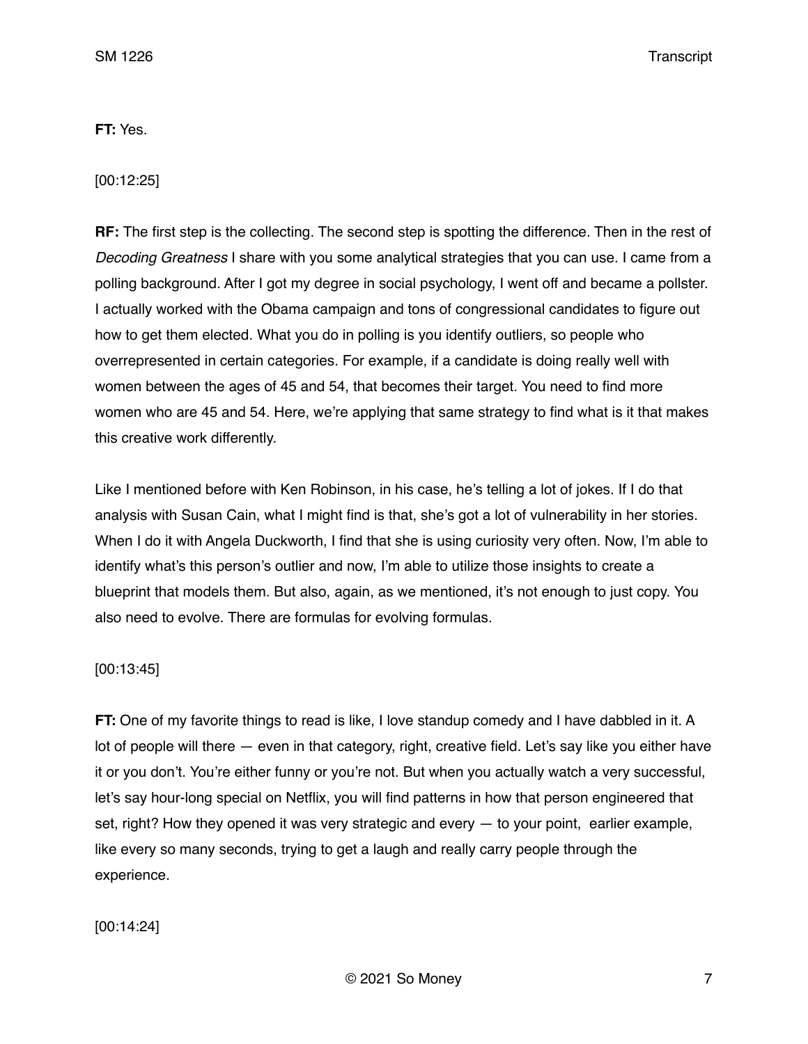**FT:** Yes.

[00:12:25]

**RF:** The first step is the collecting. The second step is spotting the difference. Then in the rest of *Decoding Greatness* I share with you some analytical strategies that you can use. I came from a polling background. After I got my degree in social psychology, I went off and became a pollster. I actually worked with the Obama campaign and tons of congressional candidates to figure out how to get them elected. What you do in polling is you identify outliers, so people who overrepresented in certain categories. For example, if a candidate is doing really well with women between the ages of 45 and 54, that becomes their target. You need to find more women who are 45 and 54. Here, we're applying that same strategy to find what is it that makes this creative work differently.

Like I mentioned before with Ken Robinson, in his case, he's telling a lot of jokes. If I do that analysis with Susan Cain, what I might find is that, she's got a lot of vulnerability in her stories. When I do it with Angela Duckworth, I find that she is using curiosity very often. Now, I'm able to identify what's this person's outlier and now, I'm able to utilize those insights to create a blueprint that models them. But also, again, as we mentioned, it's not enough to just copy. You also need to evolve. There are formulas for evolving formulas.

[00:13:45]

**FT:** One of my favorite things to read is like, I love standup comedy and I have dabbled in it. A lot of people will there — even in that category, right, creative field. Let's say like you either have it or you don't. You're either funny or you're not. But when you actually watch a very successful, let's say hour-long special on Netflix, you will find patterns in how that person engineered that set, right? How they opened it was very strategic and every — to your point, earlier example, like every so many seconds, trying to get a laugh and really carry people through the experience.

[00:14:24]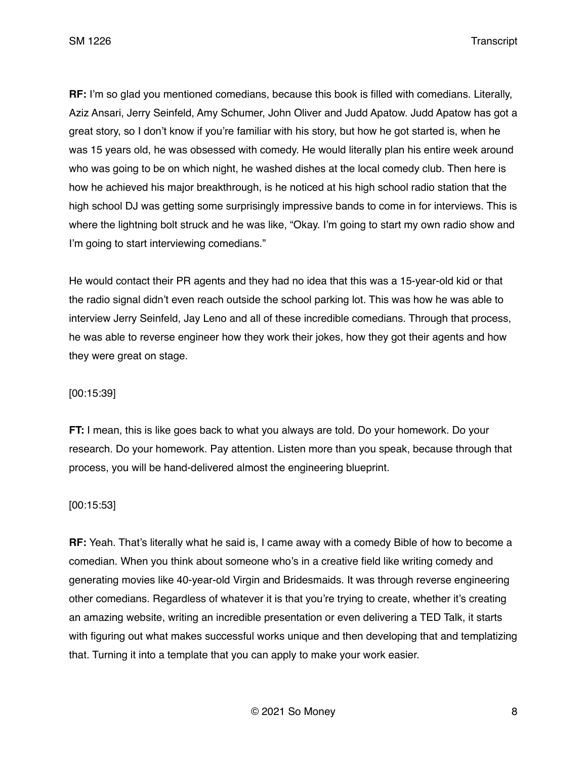**RF:** I'm so glad you mentioned comedians, because this book is filled with comedians. Literally, Aziz Ansari, Jerry Seinfeld, Amy Schumer, John Oliver and Judd Apatow. Judd Apatow has got a great story, so I don't know if you're familiar with his story, but how he got started is, when he was 15 years old, he was obsessed with comedy. He would literally plan his entire week around who was going to be on which night, he washed dishes at the local comedy club. Then here is how he achieved his major breakthrough, is he noticed at his high school radio station that the high school DJ was getting some surprisingly impressive bands to come in for interviews. This is where the lightning bolt struck and he was like, "Okay. I'm going to start my own radio show and I'm going to start interviewing comedians."

He would contact their PR agents and they had no idea that this was a 15-year-old kid or that the radio signal didn't even reach outside the school parking lot. This was how he was able to interview Jerry Seinfeld, Jay Leno and all of these incredible comedians. Through that process, he was able to reverse engineer how they work their jokes, how they got their agents and how they were great on stage.

[00:15:39]

**FT:** I mean, this is like goes back to what you always are told. Do your homework. Do your research. Do your homework. Pay attention. Listen more than you speak, because through that process, you will be hand-delivered almost the engineering blueprint.

[00:15:53]

**RF:** Yeah. That's literally what he said is, I came away with a comedy Bible of how to become a comedian. When you think about someone who's in a creative field like writing comedy and generating movies like 40-year-old Virgin and Bridesmaids. It was through reverse engineering other comedians. Regardless of whatever it is that you're trying to create, whether it's creating an amazing website, writing an incredible presentation or even delivering a TED Talk, it starts with figuring out what makes successful works unique and then developing that and templatizing that. Turning it into a template that you can apply to make your work easier.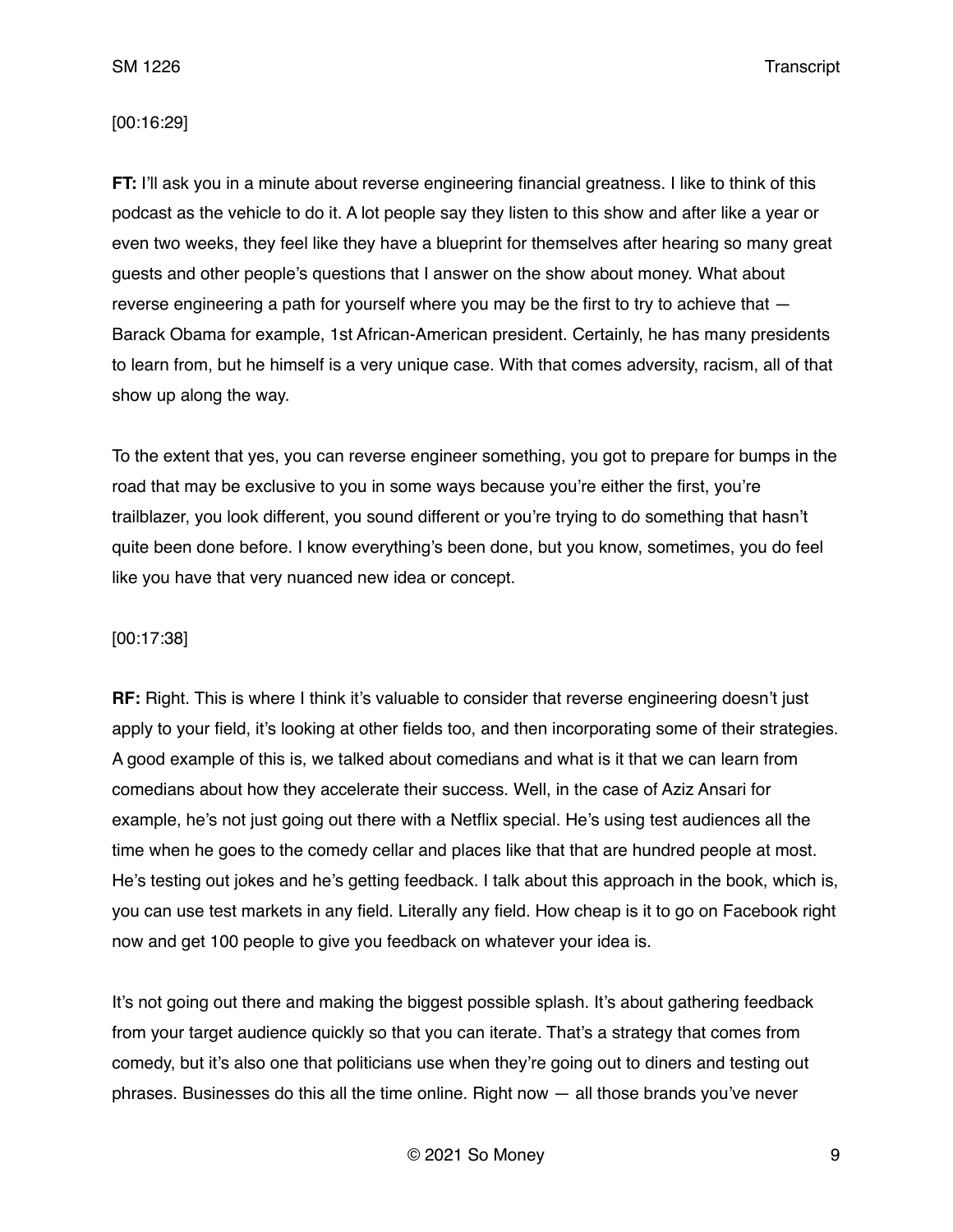[00:16:29]

**FT:** I'll ask you in a minute about reverse engineering financial greatness. I like to think of this podcast as the vehicle to do it. A lot people say they listen to this show and after like a year or even two weeks, they feel like they have a blueprint for themselves after hearing so many great guests and other people's questions that I answer on the show about money. What about reverse engineering a path for yourself where you may be the first to try to achieve that — Barack Obama for example, 1st African-American president. Certainly, he has many presidents to learn from, but he himself is a very unique case. With that comes adversity, racism, all of that show up along the way.

To the extent that yes, you can reverse engineer something, you got to prepare for bumps in the road that may be exclusive to you in some ways because you're either the first, you're trailblazer, you look different, you sound different or you're trying to do something that hasn't quite been done before. I know everything's been done, but you know, sometimes, you do feel like you have that very nuanced new idea or concept.

[00:17:38]

**RF:** Right. This is where I think it's valuable to consider that reverse engineering doesn't just apply to your field, it's looking at other fields too, and then incorporating some of their strategies. A good example of this is, we talked about comedians and what is it that we can learn from comedians about how they accelerate their success. Well, in the case of Aziz Ansari for example, he's not just going out there with a Netflix special. He's using test audiences all the time when he goes to the comedy cellar and places like that that are hundred people at most. He's testing out jokes and he's getting feedback. I talk about this approach in the book, which is, you can use test markets in any field. Literally any field. How cheap is it to go on Facebook right now and get 100 people to give you feedback on whatever your idea is.

It's not going out there and making the biggest possible splash. It's about gathering feedback from your target audience quickly so that you can iterate. That's a strategy that comes from comedy, but it's also one that politicians use when they're going out to diners and testing out phrases. Businesses do this all the time online. Right now — all those brands you've never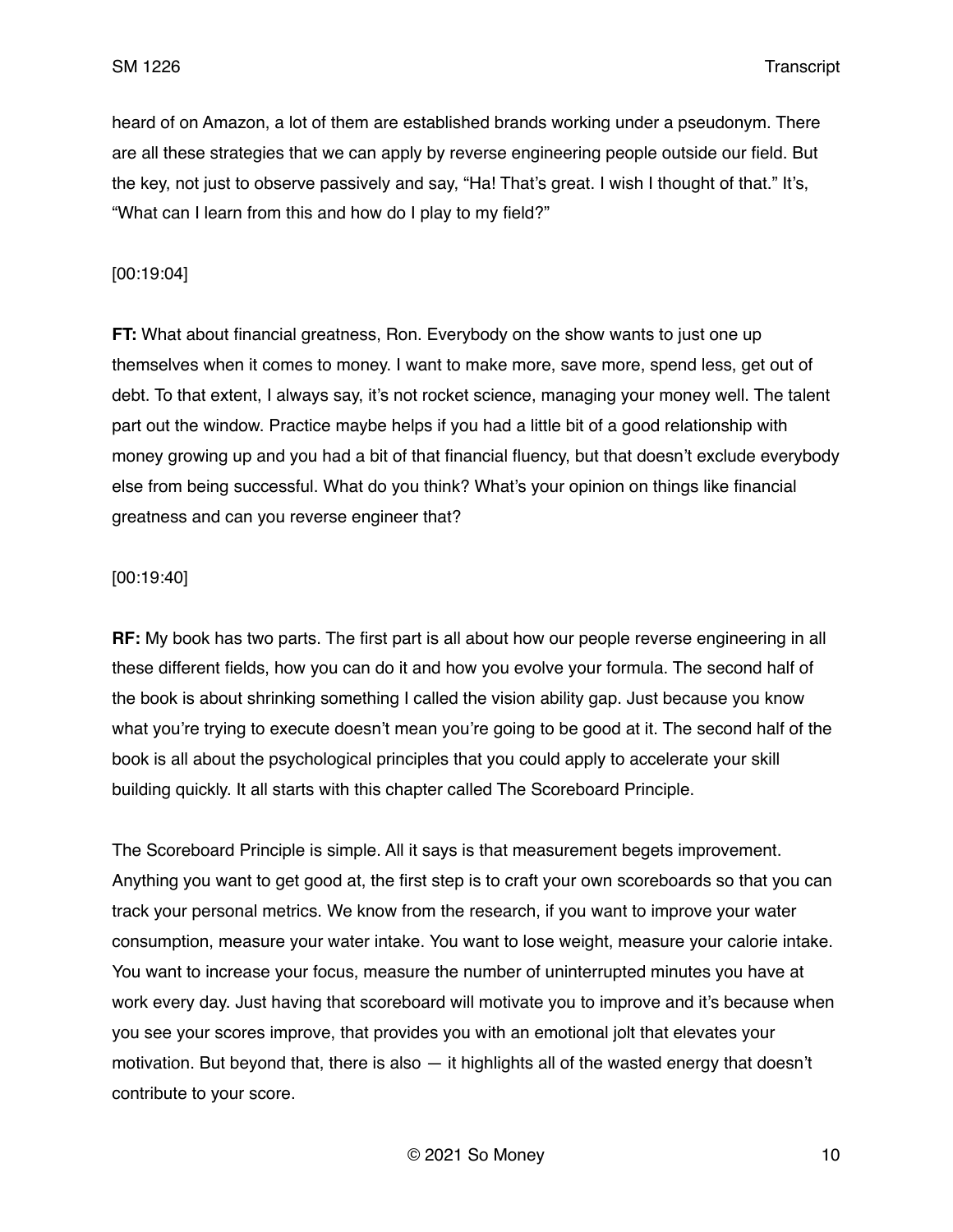heard of on Amazon, a lot of them are established brands working under a pseudonym. There are all these strategies that we can apply by reverse engineering people outside our field. But the key, not just to observe passively and say, "Ha! That's great. I wish I thought of that." It's, "What can I learn from this and how do I play to my field?"

[00:19:04]

**FT:** What about financial greatness, Ron. Everybody on the show wants to just one up themselves when it comes to money. I want to make more, save more, spend less, get out of debt. To that extent, I always say, it's not rocket science, managing your money well. The talent part out the window. Practice maybe helps if you had a little bit of a good relationship with money growing up and you had a bit of that financial fluency, but that doesn't exclude everybody else from being successful. What do you think? What's your opinion on things like financial greatness and can you reverse engineer that?

[00:19:40]

**RF:** My book has two parts. The first part is all about how our people reverse engineering in all these different fields, how you can do it and how you evolve your formula. The second half of the book is about shrinking something I called the vision ability gap. Just because you know what you're trying to execute doesn't mean you're going to be good at it. The second half of the book is all about the psychological principles that you could apply to accelerate your skill building quickly. It all starts with this chapter called The Scoreboard Principle.

The Scoreboard Principle is simple. All it says is that measurement begets improvement. Anything you want to get good at, the first step is to craft your own scoreboards so that you can track your personal metrics. We know from the research, if you want to improve your water consumption, measure your water intake. You want to lose weight, measure your calorie intake. You want to increase your focus, measure the number of uninterrupted minutes you have at work every day. Just having that scoreboard will motivate you to improve and it's because when you see your scores improve, that provides you with an emotional jolt that elevates your motivation. But beyond that, there is also — it highlights all of the wasted energy that doesn't contribute to your score.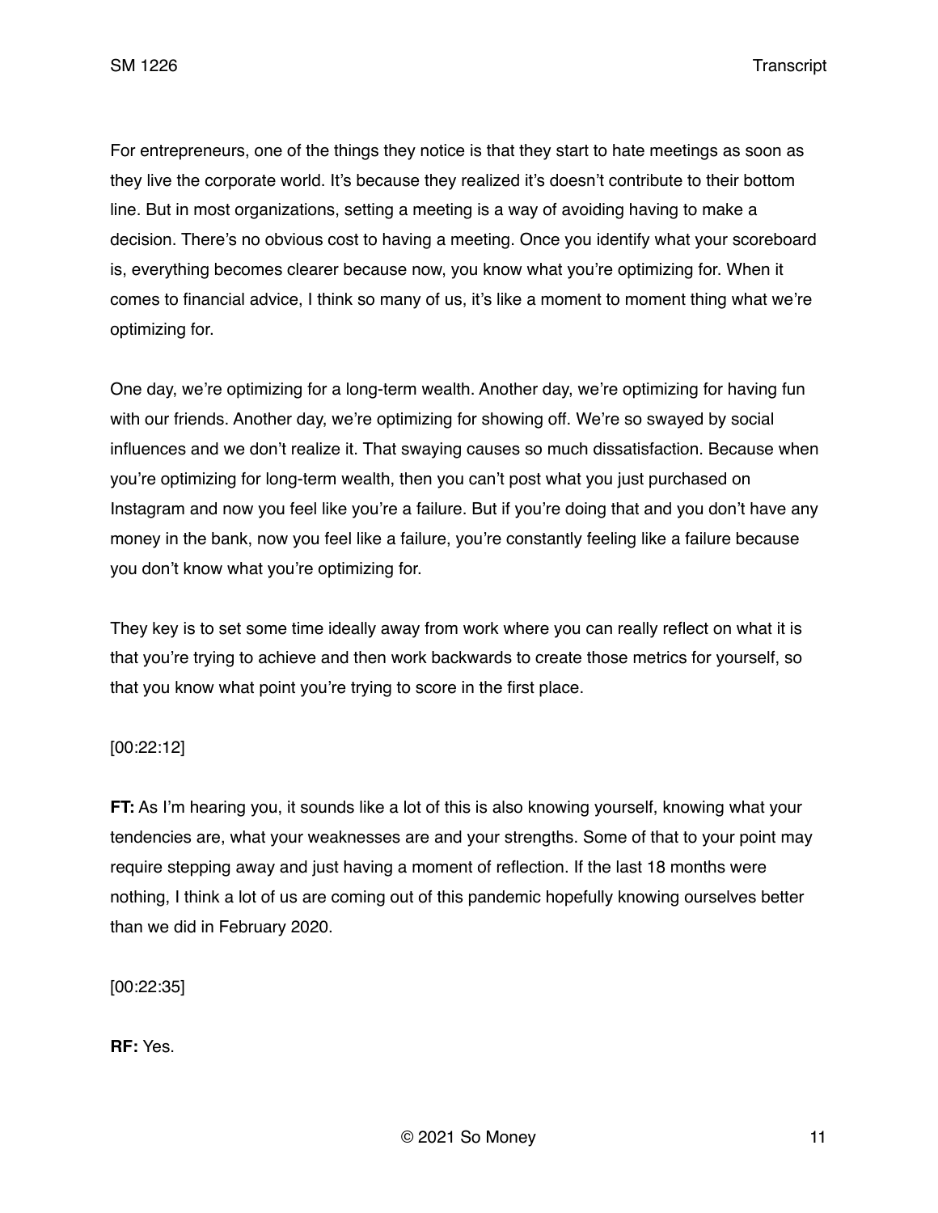For entrepreneurs, one of the things they notice is that they start to hate meetings as soon as they live the corporate world. It's because they realized it's doesn't contribute to their bottom line. But in most organizations, setting a meeting is a way of avoiding having to make a decision. There's no obvious cost to having a meeting. Once you identify what your scoreboard is, everything becomes clearer because now, you know what you're optimizing for. When it comes to financial advice, I think so many of us, it's like a moment to moment thing what we're optimizing for.

One day, we're optimizing for a long-term wealth. Another day, we're optimizing for having fun with our friends. Another day, we're optimizing for showing off. We're so swayed by social influences and we don't realize it. That swaying causes so much dissatisfaction. Because when you're optimizing for long-term wealth, then you can't post what you just purchased on Instagram and now you feel like you're a failure. But if you're doing that and you don't have any money in the bank, now you feel like a failure, you're constantly feeling like a failure because you don't know what you're optimizing for.

They key is to set some time ideally away from work where you can really reflect on what it is that you're trying to achieve and then work backwards to create those metrics for yourself, so that you know what point you're trying to score in the first place.

[00:22:12]

**FT:** As I'm hearing you, it sounds like a lot of this is also knowing yourself, knowing what your tendencies are, what your weaknesses are and your strengths. Some of that to your point may require stepping away and just having a moment of reflection. If the last 18 months were nothing, I think a lot of us are coming out of this pandemic hopefully knowing ourselves better than we did in February 2020.

[00:22:35]

**RF:** Yes.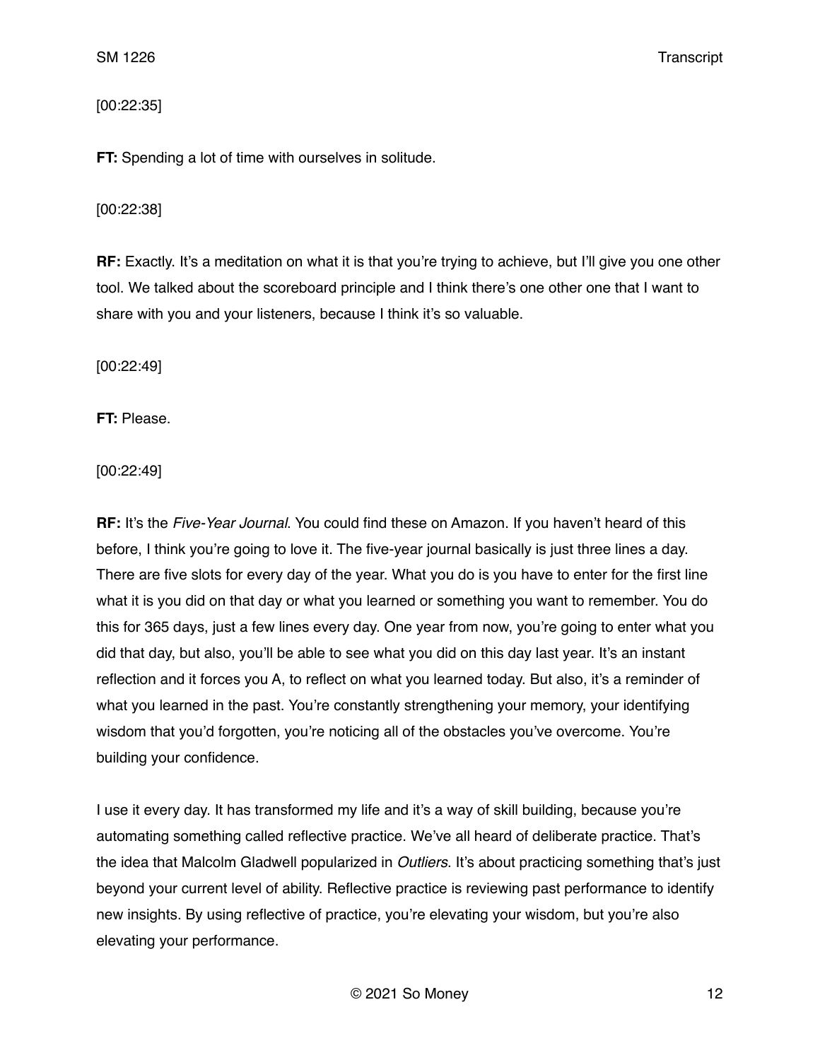[00:22:35]

**FT:** Spending a lot of time with ourselves in solitude.

[00:22:38]

**RF:** Exactly. It's a meditation on what it is that you're trying to achieve, but I'll give you one other tool. We talked about the scoreboard principle and I think there's one other one that I want to share with you and your listeners, because I think it's so valuable.

[00:22:49]

**FT:** Please.

[00:22:49]

**RF:** It's the *Five-Year Journal*. You could find these on Amazon. If you haven't heard of this before, I think you're going to love it. The five-year journal basically is just three lines a day. There are five slots for every day of the year. What you do is you have to enter for the first line what it is you did on that day or what you learned or something you want to remember. You do this for 365 days, just a few lines every day. One year from now, you're going to enter what you did that day, but also, you'll be able to see what you did on this day last year. It's an instant reflection and it forces you A, to reflect on what you learned today. But also, it's a reminder of what you learned in the past. You're constantly strengthening your memory, your identifying wisdom that you'd forgotten, you're noticing all of the obstacles you've overcome. You're building your confidence.

I use it every day. It has transformed my life and it's a way of skill building, because you're automating something called reflective practice. We've all heard of deliberate practice. That's the idea that Malcolm Gladwell popularized in *Outliers*. It's about practicing something that's just beyond your current level of ability. Reflective practice is reviewing past performance to identify new insights. By using reflective of practice, you're elevating your wisdom, but you're also elevating your performance.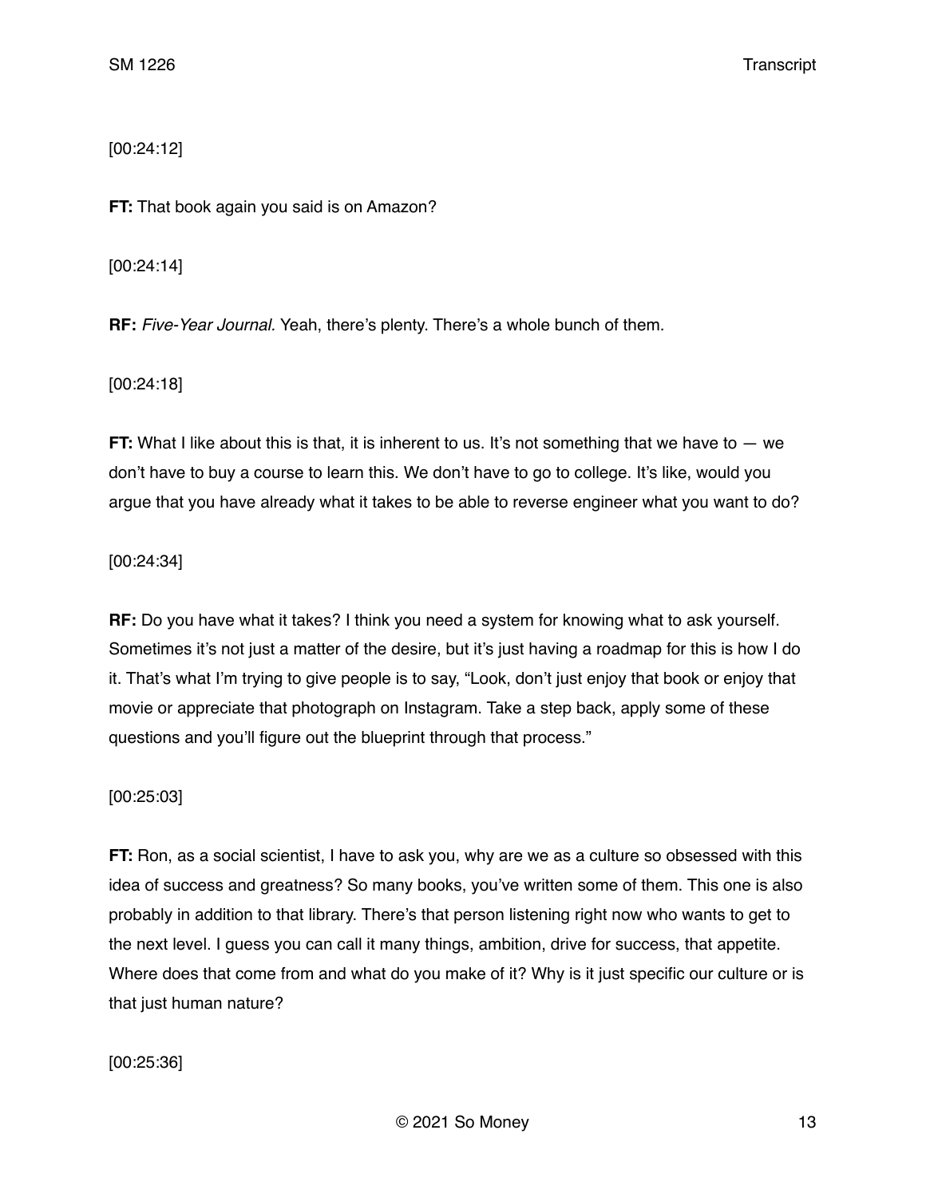[00:24:12]

**FT:** That book again you said is on Amazon?

[00:24:14]

**RF:** *Five-Year Journal.* Yeah, there's plenty. There's a whole bunch of them.

[00:24:18]

**FT:** What I like about this is that, it is inherent to us. It's not something that we have to — we don't have to buy a course to learn this. We don't have to go to college. It's like, would you argue that you have already what it takes to be able to reverse engineer what you want to do?

[00:24:34]

**RF:** Do you have what it takes? I think you need a system for knowing what to ask yourself. Sometimes it's not just a matter of the desire, but it's just having a roadmap for this is how I do it. That's what I'm trying to give people is to say, "Look, don't just enjoy that book or enjoy that movie or appreciate that photograph on Instagram. Take a step back, apply some of these questions and you'll figure out the blueprint through that process."

[00:25:03]

**FT:** Ron, as a social scientist, I have to ask you, why are we as a culture so obsessed with this idea of success and greatness? So many books, you've written some of them. This one is also probably in addition to that library. There's that person listening right now who wants to get to the next level. I guess you can call it many things, ambition, drive for success, that appetite. Where does that come from and what do you make of it? Why is it just specific our culture or is that just human nature?

[00:25:36]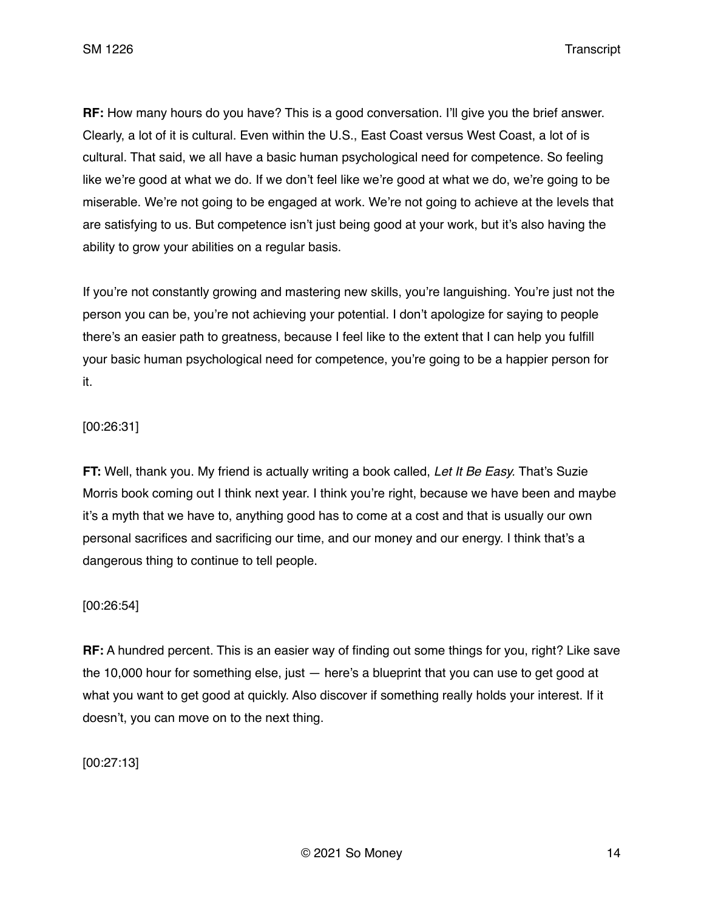**RF:** How many hours do you have? This is a good conversation. I'll give you the brief answer. Clearly, a lot of it is cultural. Even within the U.S., East Coast versus West Coast, a lot of is cultural. That said, we all have a basic human psychological need for competence. So feeling like we're good at what we do. If we don't feel like we're good at what we do, we're going to be miserable. We're not going to be engaged at work. We're not going to achieve at the levels that are satisfying to us. But competence isn't just being good at your work, but it's also having the ability to grow your abilities on a regular basis.

If you're not constantly growing and mastering new skills, you're languishing. You're just not the person you can be, you're not achieving your potential. I don't apologize for saying to people there's an easier path to greatness, because I feel like to the extent that I can help you fulfill your basic human psychological need for competence, you're going to be a happier person for it.

[00:26:31]

**FT:** Well, thank you. My friend is actually writing a book called, *Let It Be Easy.* That's Suzie Morris book coming out I think next year. I think you're right, because we have been and maybe it's a myth that we have to, anything good has to come at a cost and that is usually our own personal sacrifices and sacrificing our time, and our money and our energy. I think that's a dangerous thing to continue to tell people.

[00:26:54]

**RF:** A hundred percent. This is an easier way of finding out some things for you, right? Like save the 10,000 hour for something else, just — here's a blueprint that you can use to get good at what you want to get good at quickly. Also discover if something really holds your interest. If it doesn't, you can move on to the next thing.

[00:27:13]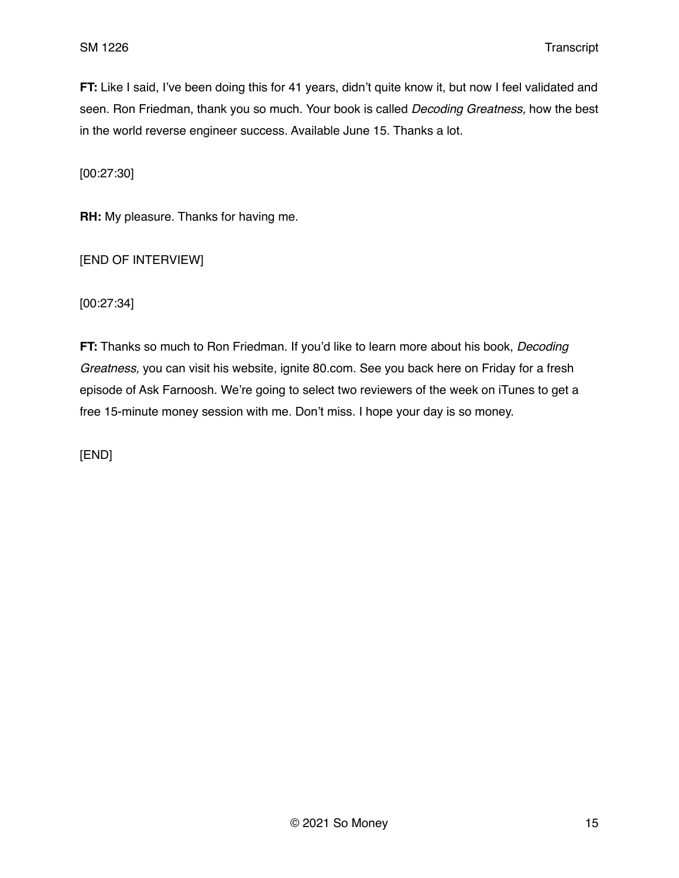**FT:** Like I said, I've been doing this for 41 years, didn't quite know it, but now I feel validated and seen. Ron Friedman, thank you so much. Your book is called *Decoding Greatness,* how the best in the world reverse engineer success. Available June 15. Thanks a lot.

[00:27:30]

**RH:** My pleasure. Thanks for having me.

[END OF INTERVIEW]

[00:27:34]

**FT:** Thanks so much to Ron Friedman. If you'd like to learn more about his book, *Decoding Greatness,* you can visit his website, ignite 80.com. See you back here on Friday for a fresh episode of Ask Farnoosh. We're going to select two reviewers of the week on iTunes to get a free 15-minute money session with me. Don't miss. I hope your day is so money.

[END]